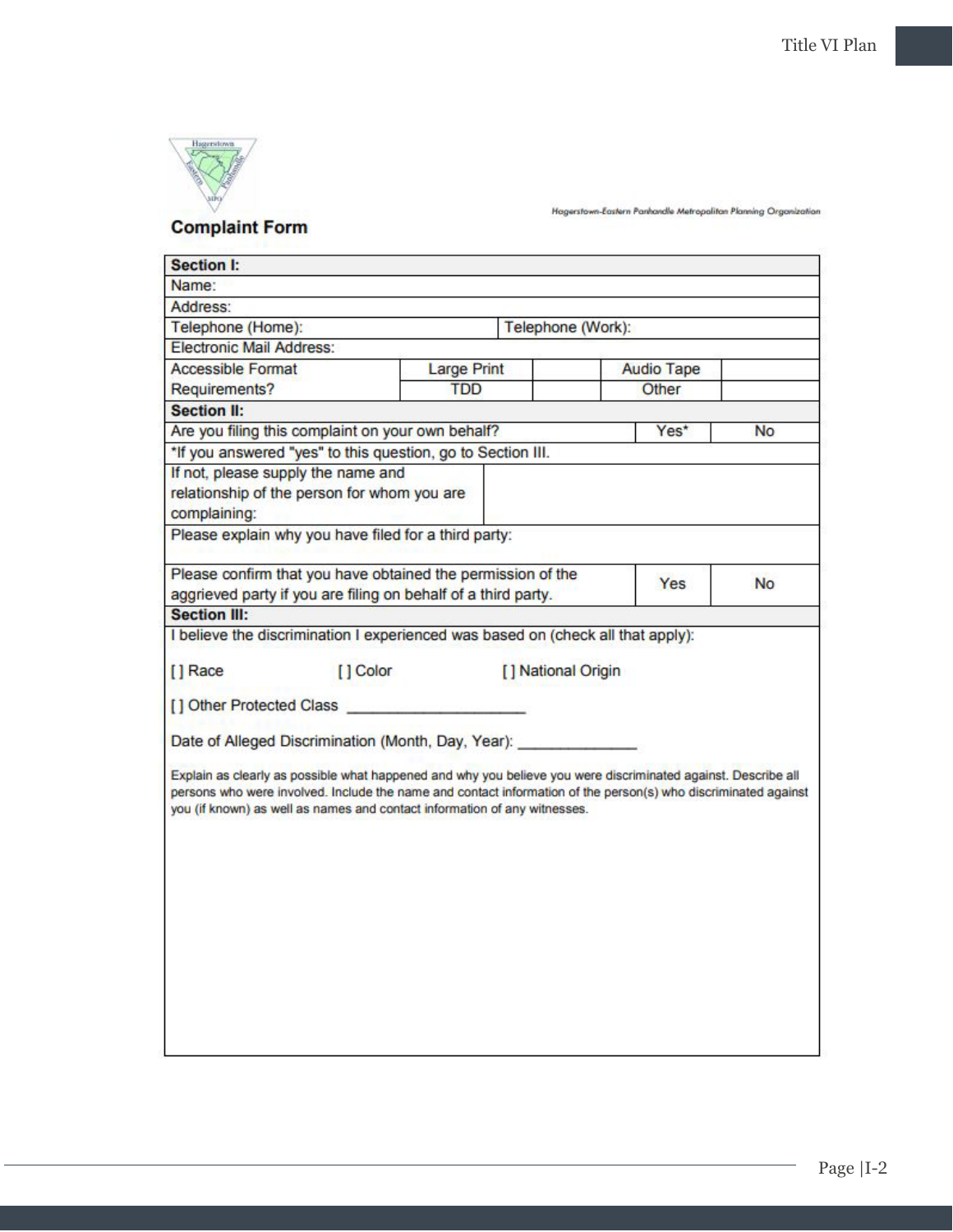Hagerstown-Eastern Panhandle Metropolitan Planning Organization

## Complaint Form

| **Section I:** | | | | | |
|---|---|---|---|---|---|
| Name: | | | | | |
| Address: | | | | | |
| Telephone (Home): | | | Telephone (Work): | | |
| Electronic Mail Address: | | | | | |
| Accessible Format Requirements? | Large Print | | Audio Tape | | |
| | TDD | | Other | | |

| **Section II:** | | |
|---|---|---|
| Are you filing this complaint on your own behalf? | Yes* | No |
| *If you answered "yes" to this question, go to Section III. | | |
| If not, please supply the name and relationship of the person for whom you are complaining: | | |
| Please explain why you have filed for a third party: | | |
| Please confirm that you have obtained the permission of the aggrieved party if you are filing on behalf of a third party. | Yes | No |

**Section III:**

I believe the discrimination I experienced was based on (check all that apply):

[ ] Race [ ] Color [ ] National Origin

[ ] Other Protected Class ____________________

Date of Alleged Discrimination (Month, Day, Year): _____________

Explain as clearly as possible what happened and why you believe you were discriminated against. Describe all persons who were involved. Include the name and contact information of the person(s) who discriminated against you (if known) as well as names and contact information of any witnesses.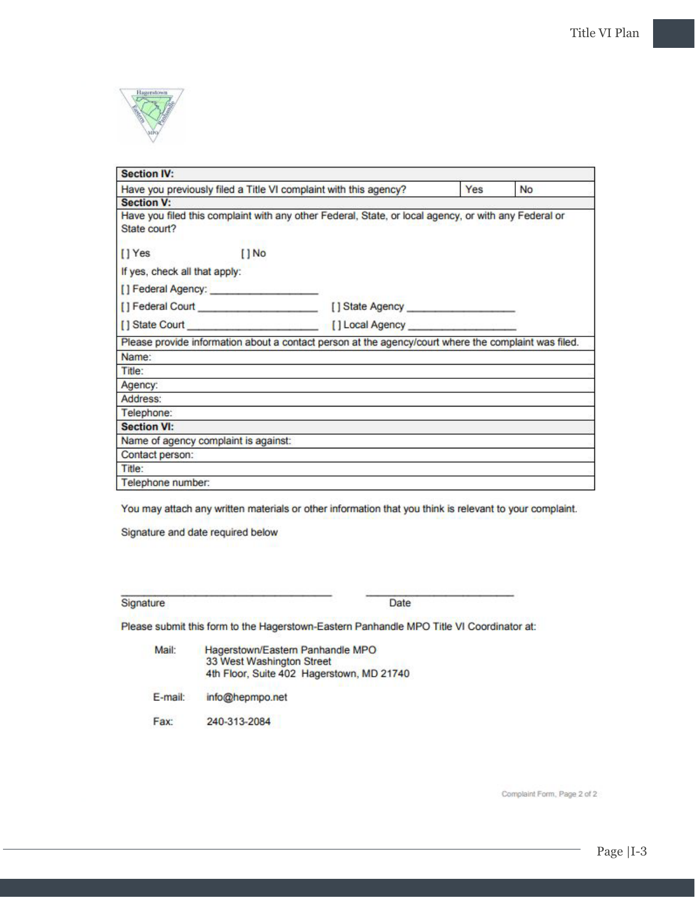| | | |
|---|---|---|
| **Section IV:** | | |
| Have you previously filed a Title VI complaint with this agency? | Yes | No |
| **Section V:** | | |
| Have you filed this complaint with any other Federal, State, or local agency, or with any Federal or State court?<br><br>[] Yes [] No<br><br>If yes, check all that apply:<br>[] Federal Agency: ________________<br>[] Federal Court ________________ [] State Agency ________________<br>[] State Court ________________ [] Local Agency ________________ | | |
| Please provide information about a contact person at the agency/court where the complaint was filed. | | |
| Name: | | |
| Title: | | |
| Agency: | | |
| Address: | | |
| Telephone: | | |
| **Section VI:** | | |
| Name of agency complaint is against: | | |
| Contact person: | | |
| Title: | | |
| Telephone number: | | |

You may attach any written materials or other information that you think is relevant to your complaint.

Signature and date required below

_______________________________ _______________________

Signature Date

Please submit this form to the Hagerstown-Eastern Panhandle MPO Title VI Coordinator at:

Mail: Hagerstown/Eastern Panhandle MPO
33 West Washington Street
4th Floor, Suite 402 Hagerstown, MD 21740

E-mail: info@hepmpo.net

Fax: 240-313-2084